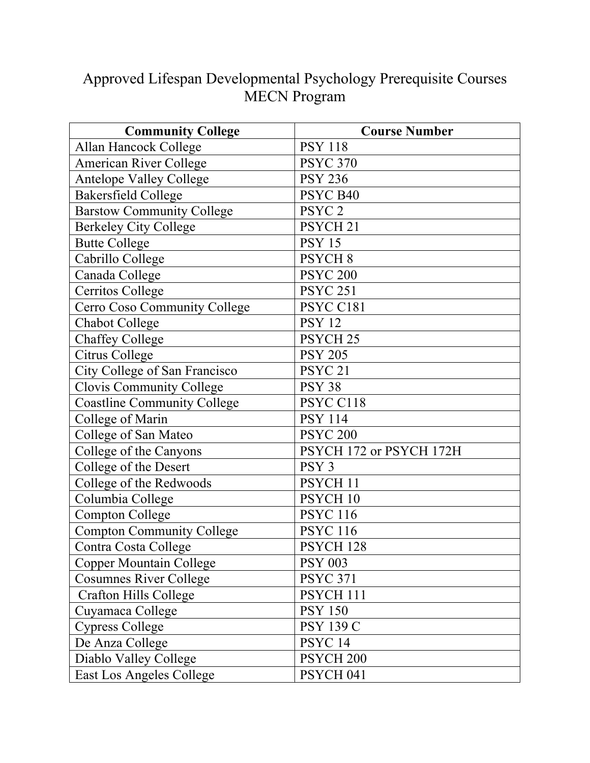# Approved Lifespan Developmental Psychology Prerequisite Courses
# MECN Program

| Community College | Course Number |
| --- | --- |
| Allan Hancock College | PSY 118 |
| American River College | PSYC 370 |
| Antelope Valley College | PSY 236 |
| Bakersfield College | PSYC B40 |
| Barstow Community College | PSYC 2 |
| Berkeley City College | PSYCH 21 |
| Butte College | PSY 15 |
| Cabrillo College | PSYCH 8 |
| Canada College | PSYC 200 |
| Cerritos College | PSYC 251 |
| Cerro Coso Community College | PSYC C181 |
| Chabot College | PSY 12 |
| Chaffey College | PSYCH 25 |
| Citrus College | PSY 205 |
| City College of San Francisco | PSYC 21 |
| Clovis Community College | PSY 38 |
| Coastline Community College | PSYC C118 |
| College of Marin | PSY 114 |
| College of San Mateo | PSYC 200 |
| College of the Canyons | PSYCH 172 or PSYCH 172H |
| College of the Desert | PSY 3 |
| College of the Redwoods | PSYCH 11 |
| Columbia College | PSYCH 10 |
| Compton College | PSYC 116 |
| Compton Community College | PSYC 116 |
| Contra Costa College | PSYCH 128 |
| Copper Mountain College | PSY 003 |
| Cosumnes River College | PSYC 371 |
| Crafton Hills College | PSYCH 111 |
| Cuyamaca College | PSY 150 |
| Cypress College | PSY 139 C |
| De Anza College | PSYC 14 |
| Diablo Valley College | PSYCH 200 |
| East Los Angeles College | PSYCH 041 |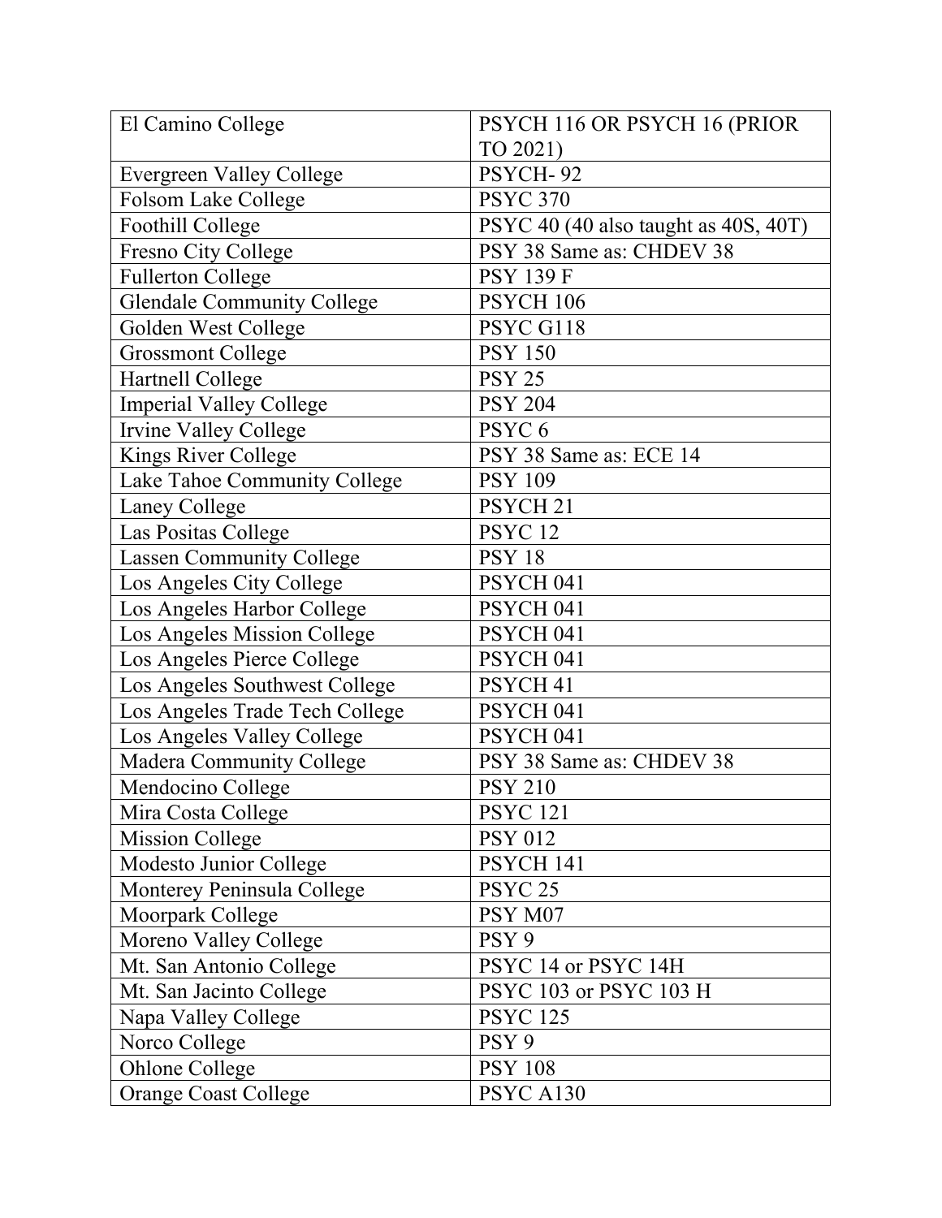| El Camino College | PSYCH 116 OR PSYCH 16 (PRIOR TO 2021) |
|---|---|
| Evergreen Valley College | PSYCH- 92 |
| Folsom Lake College | PSYC 370 |
| Foothill College | PSYC 40 (40 also taught as 40S, 40T) |
| Fresno City College | PSY 38 Same as: CHDEV 38 |
| Fullerton College | PSY 139 F |
| Glendale Community College | PSYCH 106 |
| Golden West College | PSYC G118 |
| Grossmont College | PSY 150 |
| Hartnell College | PSY 25 |
| Imperial Valley College | PSY 204 |
| Irvine Valley College | PSYC 6 |
| Kings River College | PSY 38 Same as: ECE 14 |
| Lake Tahoe Community College | PSY 109 |
| Laney College | PSYCH 21 |
| Las Positas College | PSYC 12 |
| Lassen Community College | PSY 18 |
| Los Angeles City College | PSYCH 041 |
| Los Angeles Harbor College | PSYCH 041 |
| Los Angeles Mission College | PSYCH 041 |
| Los Angeles Pierce College | PSYCH 041 |
| Los Angeles Southwest College | PSYCH 41 |
| Los Angeles Trade Tech College | PSYCH 041 |
| Los Angeles Valley College | PSYCH 041 |
| Madera Community College | PSY 38 Same as: CHDEV 38 |
| Mendocino College | PSY 210 |
| Mira Costa College | PSYC 121 |
| Mission College | PSY 012 |
| Modesto Junior College | PSYCH 141 |
| Monterey Peninsula College | PSYC 25 |
| Moorpark College | PSY M07 |
| Moreno Valley College | PSY 9 |
| Mt. San Antonio College | PSYC 14 or PSYC 14H |
| Mt. San Jacinto College | PSYC 103 or PSYC 103 H |
| Napa Valley College | PSYC 125 |
| Norco College | PSY 9 |
| Ohlone College | PSY 108 |
| Orange Coast College | PSYC A130 |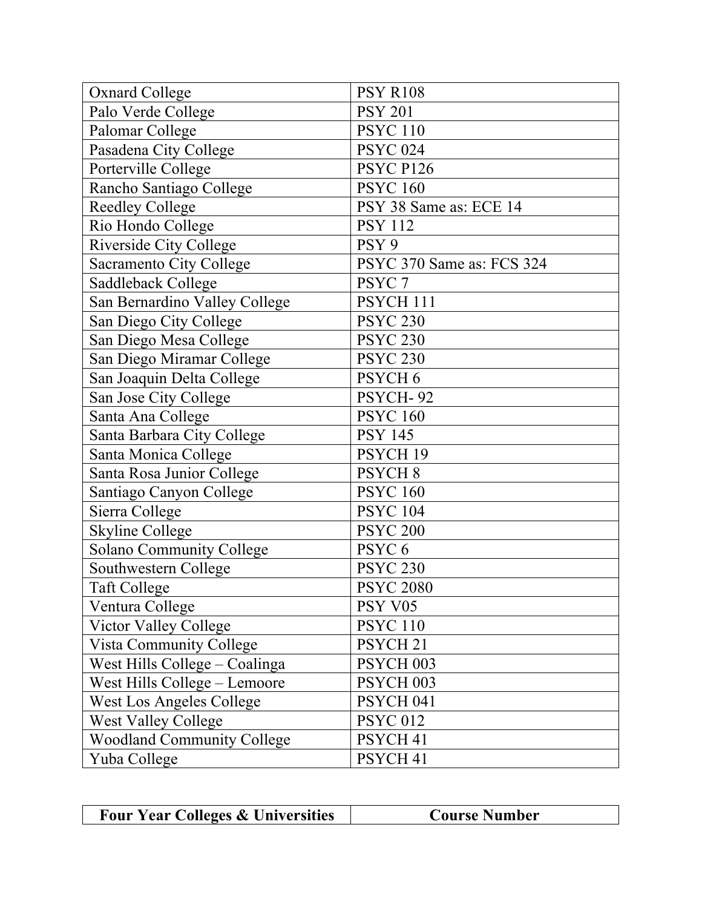| | |
|---|---|
| Oxnard College | PSY R108 |
| Palo Verde College | PSY 201 |
| Palomar College | PSYC 110 |
| Pasadena City College | PSYC 024 |
| Porterville College | PSYC P126 |
| Rancho Santiago College | PSYC 160 |
| Reedley College | PSY 38 Same as: ECE 14 |
| Rio Hondo College | PSY 112 |
| Riverside City College | PSY 9 |
| Sacramento City College | PSYC 370 Same as: FCS 324 |
| Saddleback College | PSYC 7 |
| San Bernardino Valley College | PSYCH 111 |
| San Diego City College | PSYC 230 |
| San Diego Mesa College | PSYC 230 |
| San Diego Miramar College | PSYC 230 |
| San Joaquin Delta College | PSYCH 6 |
| San Jose City College | PSYCH- 92 |
| Santa Ana College | PSYC 160 |
| Santa Barbara City College | PSY 145 |
| Santa Monica College | PSYCH 19 |
| Santa Rosa Junior College | PSYCH 8 |
| Santiago Canyon College | PSYC 160 |
| Sierra College | PSYC 104 |
| Skyline College | PSYC 200 |
| Solano Community College | PSYC 6 |
| Southwestern College | PSYC 230 |
| Taft College | PSYC 2080 |
| Ventura College | PSY V05 |
| Victor Valley College | PSYC 110 |
| Vista Community College | PSYCH 21 |
| West Hills College – Coalinga | PSYCH 003 |
| West Hills College – Lemoore | PSYCH 003 |
| West Los Angeles College | PSYCH 041 |
| West Valley College | PSYC 012 |
| Woodland Community College | PSYCH 41 |
| Yuba College | PSYCH 41 |

| **Four Year Colleges & Universities** | **Course Number** |
|---|---|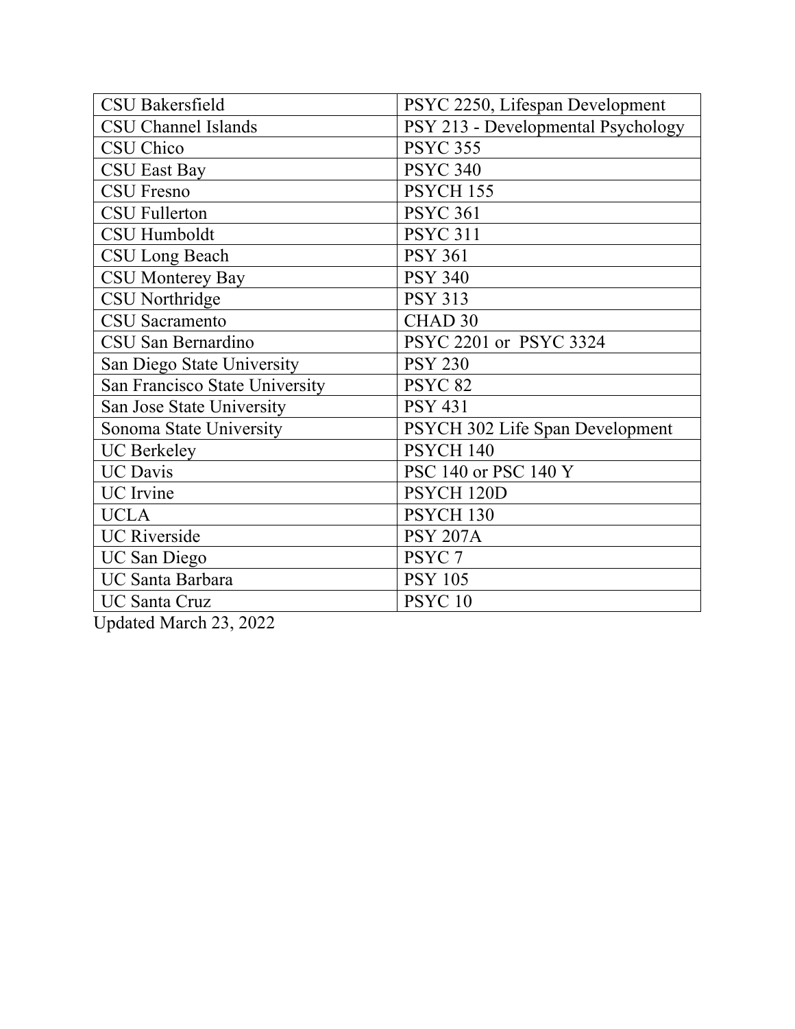| | |
|---|---|
| CSU Bakersfield | PSYC 2250, Lifespan Development |
| CSU Channel Islands | PSY 213 - Developmental Psychology |
| CSU Chico | PSYC 355 |
| CSU East Bay | PSYC 340 |
| CSU Fresno | PSYCH 155 |
| CSU Fullerton | PSYC 361 |
| CSU Humboldt | PSYC 311 |
| CSU Long Beach | PSY 361 |
| CSU Monterey Bay | PSY 340 |
| CSU Northridge | PSY 313 |
| CSU Sacramento | CHAD 30 |
| CSU San Bernardino | PSYC 2201 or PSYC 3324 |
| San Diego State University | PSY 230 |
| San Francisco State University | PSYC 82 |
| San Jose State University | PSY 431 |
| Sonoma State University | PSYCH 302 Life Span Development |
| UC Berkeley | PSYCH 140 |
| UC Davis | PSC 140 or PSC 140 Y |
| UC Irvine | PSYCH 120D |
| UCLA | PSYCH 130 |
| UC Riverside | PSY 207A |
| UC San Diego | PSYC 7 |
| UC Santa Barbara | PSY 105 |
| UC Santa Cruz | PSYC 10 |

Updated March 23, 2022